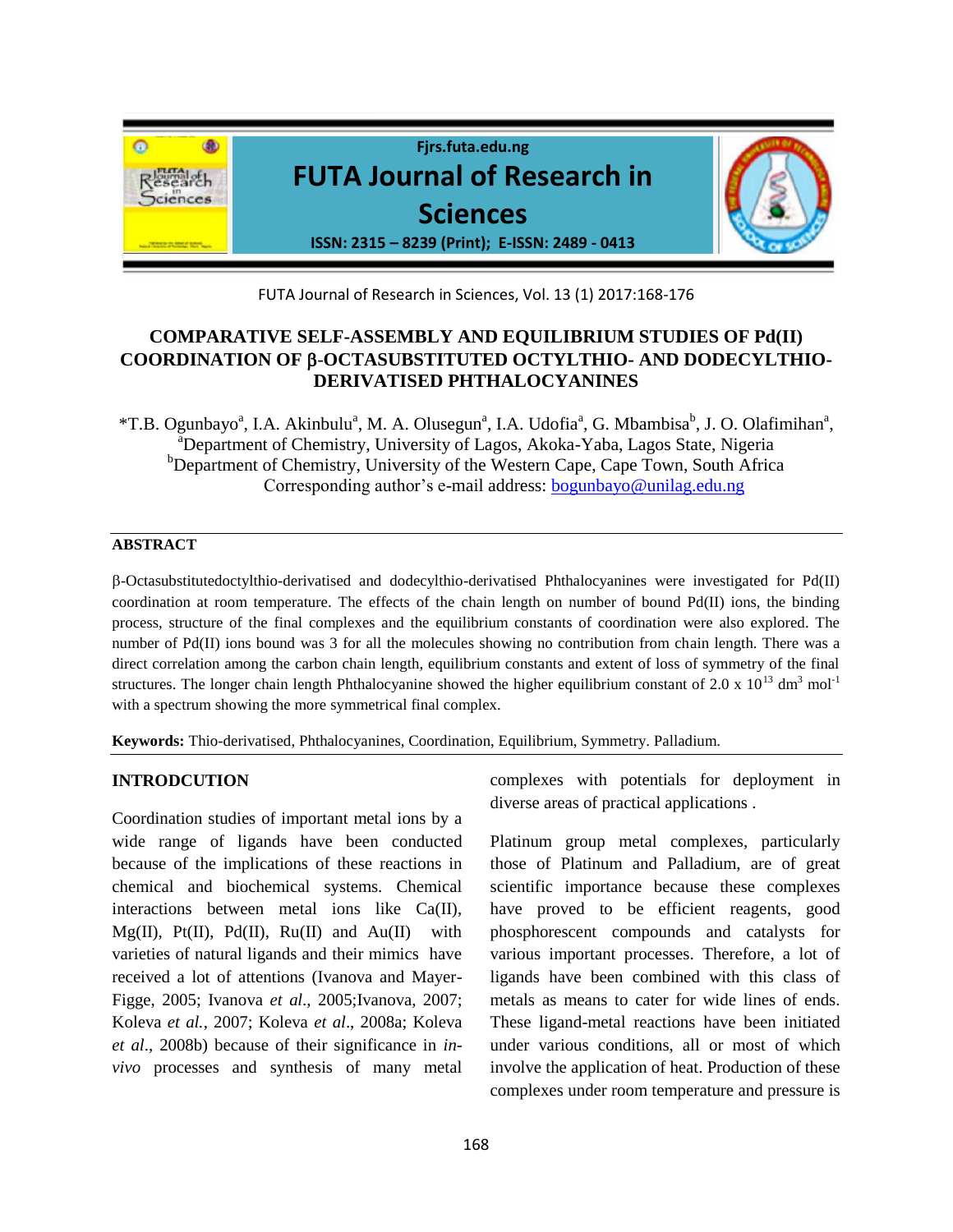# COMPARATIVE SELF-ASSEMBLY AND EQUILIBRIUM STUDIES OF Pd(II) COORDINATION OF β-OCTASUBSTITUTED OCTYLTHIO- AND DODECYLTHIO-DERIVATISED PHTHALOCYANINES

*T.B. Ogunbayo[a], I.A. Akinbulu[a], M. A. Olusegun[a], I.A. Udofia[a], G. Mbambisa[b], J. O. Olafimihan[a],
[a]Department of Chemistry, University of Lagos, Akoka-Yaba, Lagos State, Nigeria
[b]Department of Chemistry, University of the Western Cape, Cape Town, South Africa
Corresponding author's e-mail address: bogunbayo@unilag.edu.ng

## ABSTRACT

β-Octasubstitutedoctylthio-derivatised and dodecylthio-derivatised Phthalocyanines were investigated for Pd(II) coordination at room temperature. The effects of the chain length on number of bound Pd(II) ions, the binding process, structure of the final complexes and the equilibrium constants of coordination were also explored. The number of Pd(II) ions bound was 3 for all the molecules showing no contribution from chain length. There was a direct correlation among the carbon chain length, equilibrium constants and extent of loss of symmetry of the final structures. The longer chain length Phthalocyanine showed the higher equilibrium constant of 2.0 x $10^{13}$ $dm^3$ $mol^{-1}$ with a spectrum showing the more symmetrical final complex.

**Keywords:** Thio-derivatised, Phthalocyanines, Coordination, Equilibrium, Symmetry. Palladium.

## INTRODCUTION

Coordination studies of important metal ions by a wide range of ligands have been conducted because of the implications of these reactions in chemical and biochemical systems. Chemical interactions between metal ions like Ca(II), Mg(II), Pt(II), Pd(II), Ru(II) and Au(II) with varieties of natural ligands and their mimics have received a lot of attentions (Ivanova and Mayer-Figge, 2005; Ivanova *et al*., 2005;Ivanova, 2007; Koleva *et al.*, 2007; Koleva *et al*., 2008a; Koleva *et al*., 2008b) because of their significance in *in-vivo* processes and synthesis of many metal complexes with potentials for deployment in diverse areas of practical applications .

Platinum group metal complexes, particularly those of Platinum and Palladium, are of great scientific importance because these complexes have proved to be efficient reagents, good phosphorescent compounds and catalysts for various important processes. Therefore, a lot of ligands have been combined with this class of metals as means to cater for wide lines of ends. These ligand-metal reactions have been initiated under various conditions, all or most of which involve the application of heat. Production of these complexes under room temperature and pressure is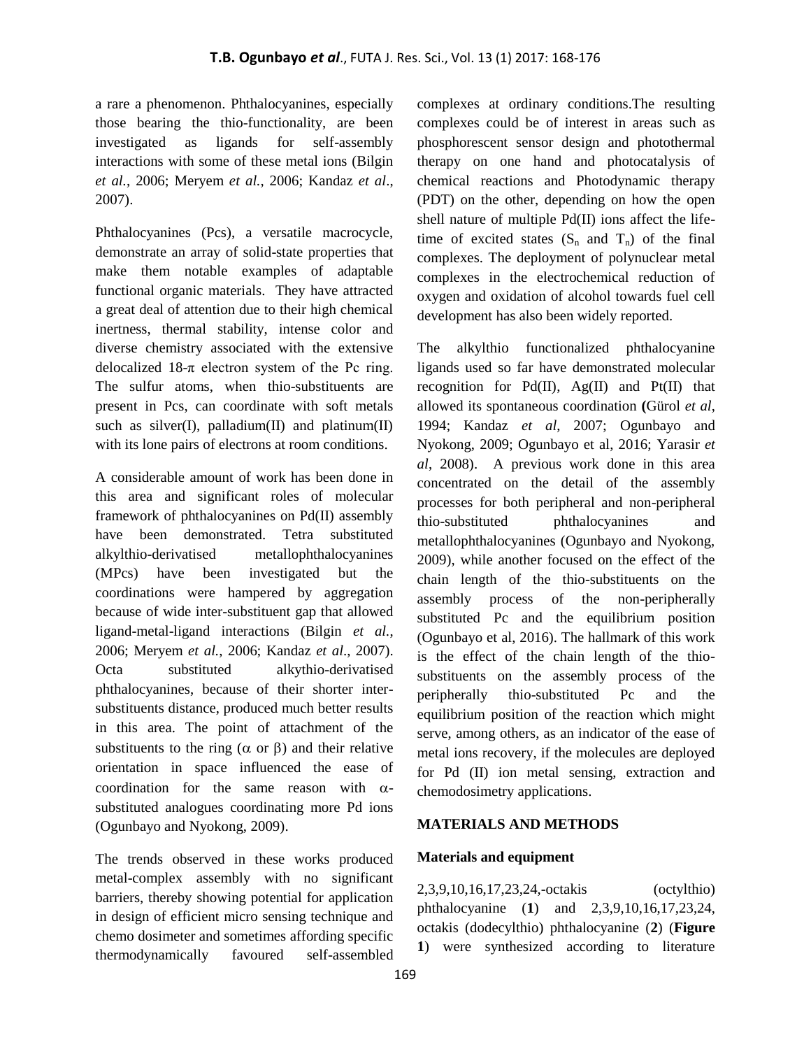a rare a phenomenon. Phthalocyanines, especially those bearing the thio-functionality, are been investigated as ligands for self-assembly interactions with some of these metal ions (Bilgin *et al.*, 2006; Meryem *et al.*, 2006; Kandaz *et al*., 2007).

Phthalocyanines (Pcs), a versatile macrocycle, demonstrate an array of solid-state properties that make them notable examples of adaptable functional organic materials. They have attracted a great deal of attention due to their high chemical inertness, thermal stability, intense color and diverse chemistry associated with the extensive delocalized 18-$\pi$ electron system of the Pc ring. The sulfur atoms, when thio-substituents are present in Pcs, can coordinate with soft metals such as silver(I), palladium(II) and platinum(II) with its lone pairs of electrons at room conditions.

A considerable amount of work has been done in this area and significant roles of molecular framework of phthalocyanines on Pd(II) assembly have been demonstrated. Tetra substituted alkylthio-derivatised metallophthalocyanines (MPcs) have been investigated but the coordinations were hampered by aggregation because of wide inter-substituent gap that allowed ligand-metal-ligand interactions (Bilgin *et al.*, 2006; Meryem *et al.*, 2006; Kandaz *et al*., 2007). Octa substituted alkythio-derivatised phthalocyanines, because of their shorter inter-substituents distance, produced much better results in this area. The point of attachment of the substituents to the ring ($\alpha$ or $\beta$) and their relative orientation in space influenced the ease of coordination for the same reason with $\alpha$-substituted analogues coordinating more Pd ions (Ogunbayo and Nyokong, 2009).

The trends observed in these works produced metal-complex assembly with no significant barriers, thereby showing potential for application in design of efficient micro sensing technique and chemo dosimeter and sometimes affording specific thermodynamically favoured self-assembled complexes at ordinary conditions.The resulting complexes could be of interest in areas such as phosphorescent sensor design and photothermal therapy on one hand and photocatalysis of chemical reactions and Photodynamic therapy (PDT) on the other, depending on how the open shell nature of multiple Pd(II) ions affect the life-time of excited states ($S_n$ and $T_n$) of the final complexes. The deployment of polynuclear metal complexes in the electrochemical reduction of oxygen and oxidation of alcohol towards fuel cell development has also been widely reported.

The alkylthio functionalized phthalocyanine ligands used so far have demonstrated molecular recognition for Pd(II), Ag(II) and Pt(II) that allowed its spontaneous coordination **(**Gürol *et al*, 1994; Kandaz *et al*, 2007; Ogunbayo and Nyokong, 2009; Ogunbayo et al, 2016; Yarasir *et al*, 2008). A previous work done in this area concentrated on the detail of the assembly processes for both peripheral and non-peripheral thio-substituted phthalocyanines and metallophthalocyanines (Ogunbayo and Nyokong, 2009), while another focused on the effect of the chain length of the thio-substituents on the assembly process of the non-peripherally substituted Pc and the equilibrium position (Ogunbayo et al, 2016). The hallmark of this work is the effect of the chain length of the thio-substituents on the assembly process of the peripherally thio-substituted Pc and the equilibrium position of the reaction which might serve, among others, as an indicator of the ease of metal ions recovery, if the molecules are deployed for Pd (II) ion metal sensing, extraction and chemodosimetry applications.

## MATERIALS AND METHODS

### Materials and equipment

2,3,9,10,16,17,23,24,-octakis (octylthio) phthalocyanine (**1**) and 2,3,9,10,16,17,23,24, octakis (dodecylthio) phthalocyanine (**2**) (**Figure 1**) were synthesized according to literature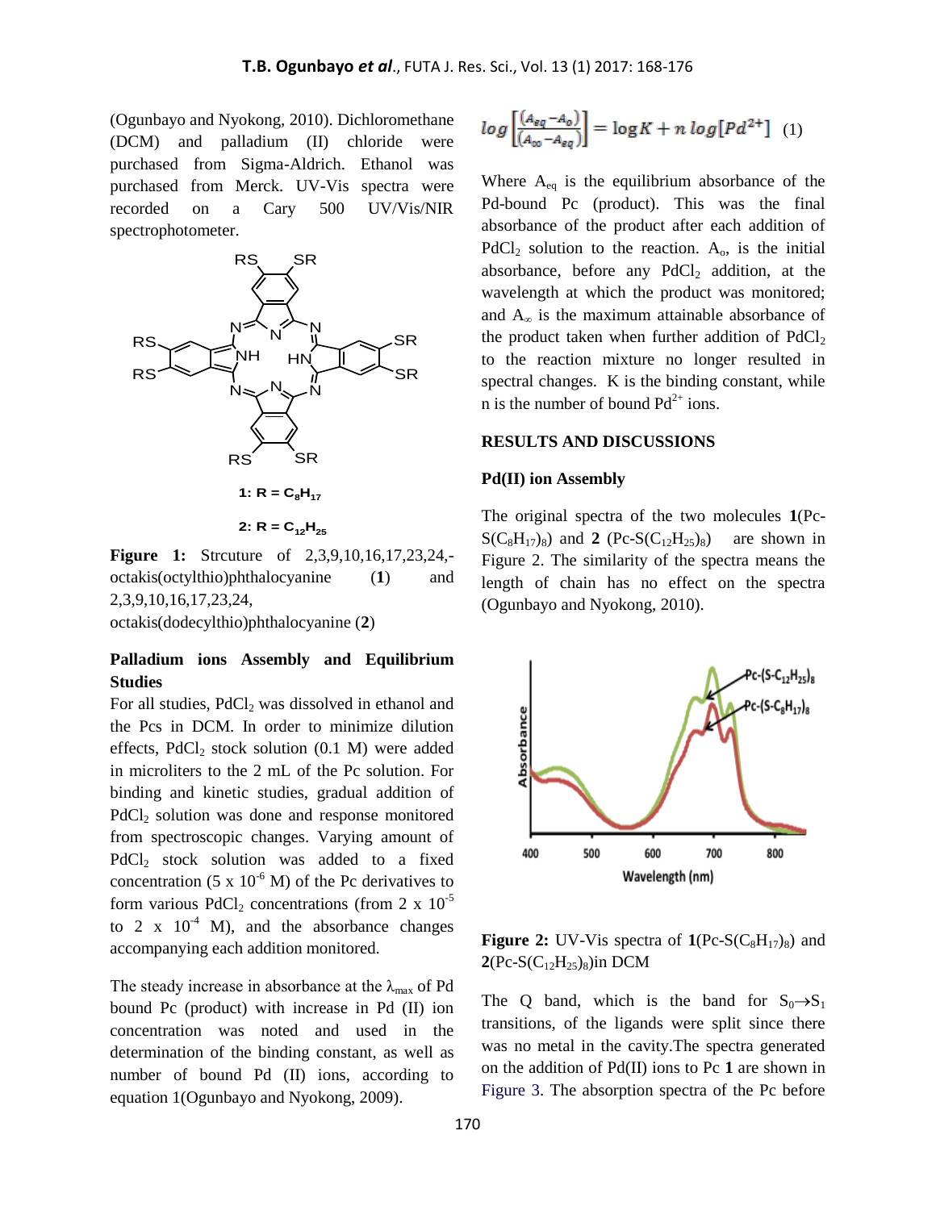(Ogunbayo and Nyokong, 2010). Dichloromethane (DCM) and palladium (II) chloride were purchased from Sigma-Aldrich. Ethanol was purchased from Merck. UV-Vis spectra were recorded on a Cary 500 UV/Vis/NIR spectrophotometer.

**1: R = $C_8H_{17}$**

**2: R = $C_{12}H_{25}$**

**Figure 1:** Strcuture of 2,3,9,10,16,17,23,24,-octakis(octylthio)phthalocyanine (**1**) and 2,3,9,10,16,17,23,24, octakis(dodecylthio)phthalocyanine (**2**)

### Palladium ions Assembly and Equilibrium Studies

For all studies, $PdCl_2$ was dissolved in ethanol and the Pcs in DCM. In order to minimize dilution effects, $PdCl_2$ stock solution (0.1 M) were added in microliters to the 2 mL of the Pc solution. For binding and kinetic studies, gradual addition of $PdCl_2$ solution was done and response monitored from spectroscopic changes. Varying amount of $PdCl_2$ stock solution was added to a fixed concentration ($5 \times 10^{-6}$ M) of the Pc derivatives to form various $PdCl_2$ concentrations (from $2 \times 10^{-5}$ to $2 \times 10^{-4}$ M), and the absorbance changes accompanying each addition monitored.

The steady increase in absorbance at the $\lambda_{max}$ of Pd bound Pc (product) with increase in Pd (II) ion concentration was noted and used in the determination of the binding constant, as well as number of bound Pd (II) ions, according to equation 1(Ogunbayo and Nyokong, 2009).

$$\log\left[\frac{(A_{Eq} - A_o)}{(A_\infty - A_{Eq})}\right] = \log K + n \log[Pd^{2+}] \quad (1)$$

Where $A_{eq}$ is the equilibrium absorbance of the Pd-bound Pc (product). This was the final absorbance of the product after each addition of $PdCl_2$ solution to the reaction. $A_o$, is the initial absorbance, before any $PdCl_2$ addition, at the wavelength at which the product was monitored; and $A_\infty$ is the maximum attainable absorbance of the product taken when further addition of $PdCl_2$ to the reaction mixture no longer resulted in spectral changes. K is the binding constant, while n is the number of bound $Pd^{2+}$ ions.

## RESULTS AND DISCUSSIONS

### Pd(II) ion Assembly

The original spectra of the two molecules **1**(Pc-$S(C_8H_{17})_8$) and **2** (Pc-$S(C_{12}H_{25})_8$) are shown in Figure 2. The similarity of the spectra means the length of chain has no effect on the spectra (Ogunbayo and Nyokong, 2010).

**Figure 2:** UV-Vis spectra of **1**(Pc-$S(C_8H_{17})_8$) and **2**(Pc-$S(C_{12}H_{25})_8$)in DCM

The Q band, which is the band for $S_0 \rightarrow S_1$ transitions, of the ligands were split since there was no metal in the cavity.The spectra generated on the addition of Pd(II) ions to Pc **1** are shown in Figure 3. The absorption spectra of the Pc before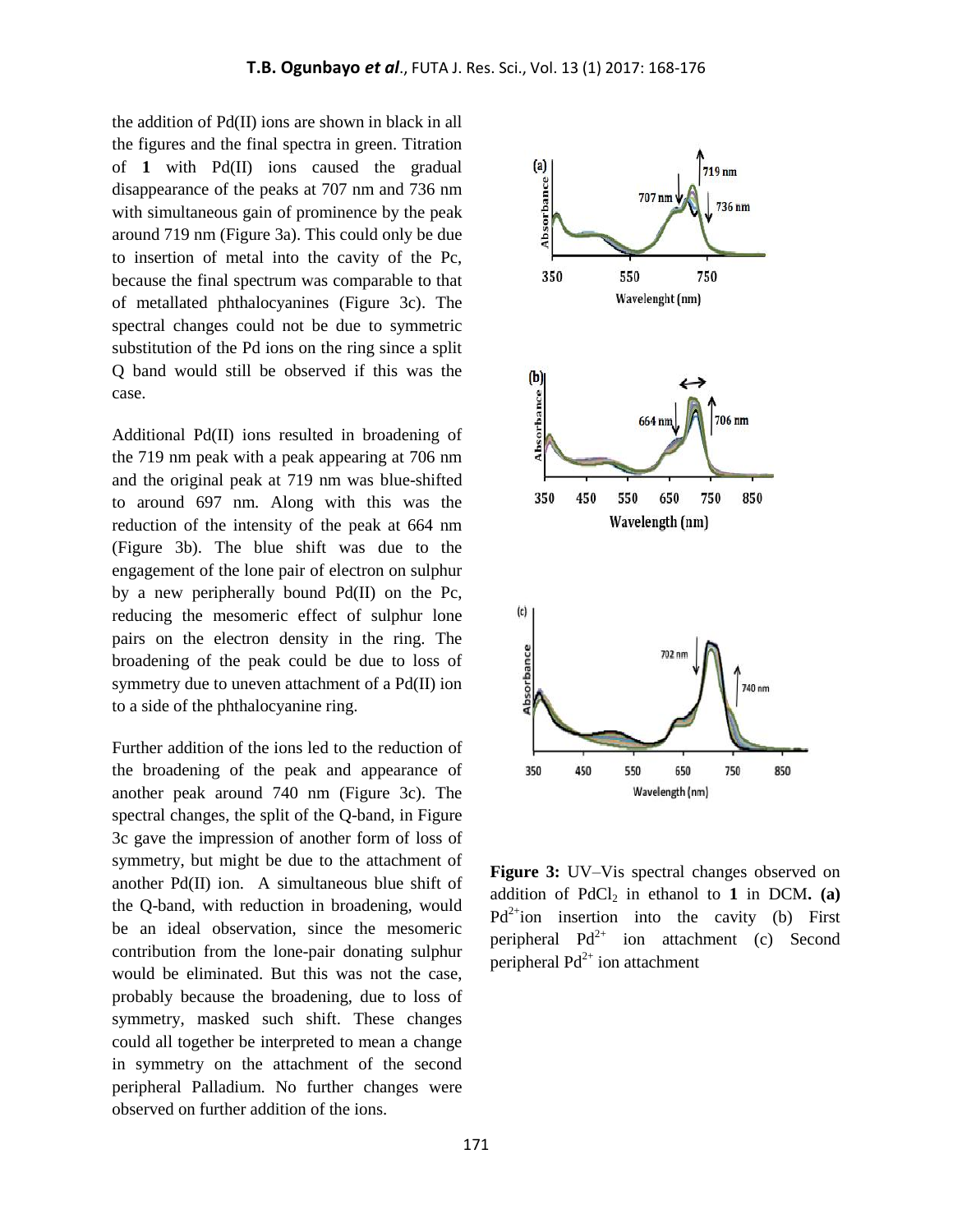the addition of Pd(II) ions are shown in black in all the figures and the final spectra in green. Titration of **1** with Pd(II) ions caused the gradual disappearance of the peaks at 707 nm and 736 nm with simultaneous gain of prominence by the peak around 719 nm (Figure 3a). This could only be due to insertion of metal into the cavity of the Pc, because the final spectrum was comparable to that of metallated phthalocyanines (Figure 3c). The spectral changes could not be due to symmetric substitution of the Pd ions on the ring since a split Q band would still be observed if this was the case.

Additional Pd(II) ions resulted in broadening of the 719 nm peak with a peak appearing at 706 nm and the original peak at 719 nm was blue-shifted to around 697 nm. Along with this was the reduction of the intensity of the peak at 664 nm (Figure 3b). The blue shift was due to the engagement of the lone pair of electron on sulphur by a new peripherally bound Pd(II) on the Pc, reducing the mesomeric effect of sulphur lone pairs on the electron density in the ring. The broadening of the peak could be due to loss of symmetry due to uneven attachment of a Pd(II) ion to a side of the phthalocyanine ring.

Further addition of the ions led to the reduction of the broadening of the peak and appearance of another peak around 740 nm (Figure 3c). The spectral changes, the split of the Q-band, in Figure 3c gave the impression of another form of loss of symmetry, but might be due to the attachment of another Pd(II) ion. A simultaneous blue shift of the Q-band, with reduction in broadening, would be an ideal observation, since the mesomeric contribution from the lone-pair donating sulphur would be eliminated. But this was not the case, probably because the broadening, due to loss of symmetry, masked such shift. These changes could all together be interpreted to mean a change in symmetry on the attachment of the second peripheral Palladium. No further changes were observed on further addition of the ions.

**Figure 3:** UV–Vis spectral changes observed on addition of $PdCl_2$ in ethanol to **1** in DCM**. (a)** $Pd^{2+}$ion insertion into the cavity (b) First peripheral $Pd^{2+}$ ion attachment (c) Second peripheral $Pd^{2+}$ ion attachment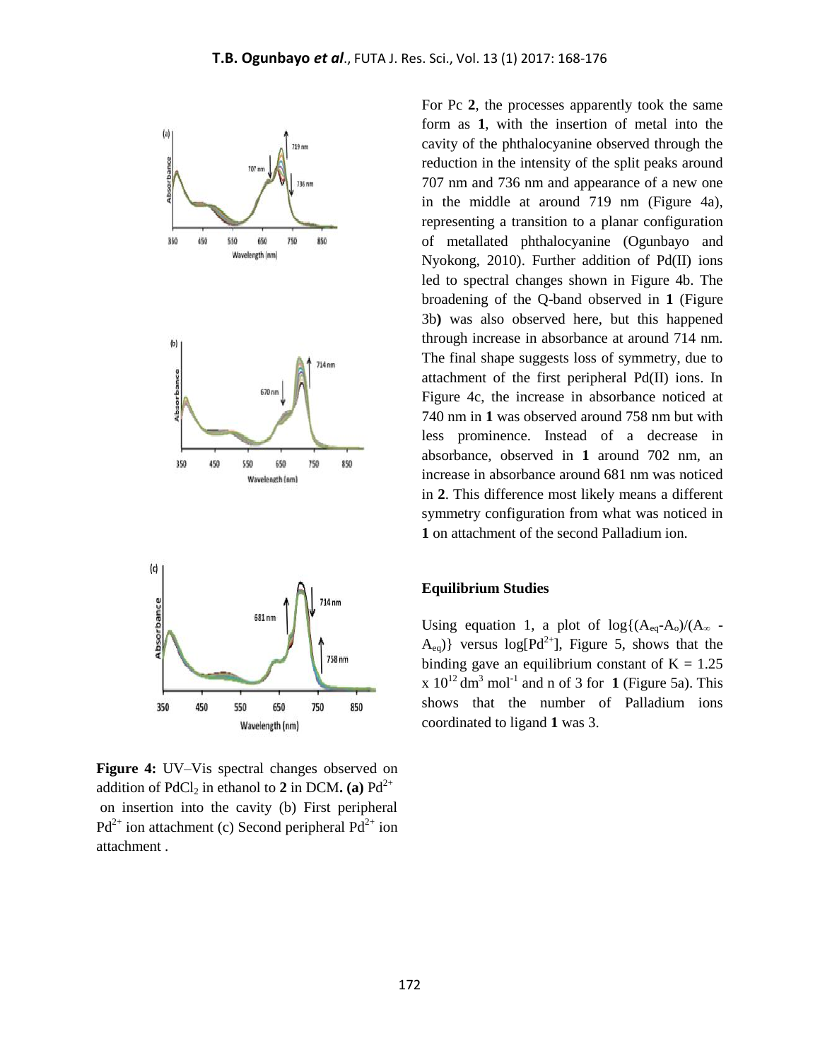For Pc **2**, the processes apparently took the same form as **1**, with the insertion of metal into the cavity of the phthalocyanine observed through the reduction in the intensity of the split peaks around 707 nm and 736 nm and appearance of a new one in the middle at around 719 nm (Figure 4a), representing a transition to a planar configuration of metallated phthalocyanine (Ogunbayo and Nyokong, 2010). Further addition of Pd(II) ions led to spectral changes shown in Figure 4b. The broadening of the Q-band observed in **1** (Figure 3b**)** was also observed here, but this happened through increase in absorbance at around 714 nm. The final shape suggests loss of symmetry, due to attachment of the first peripheral Pd(II) ions. In Figure 4c, the increase in absorbance noticed at 740 nm in **1** was observed around 758 nm but with less prominence. Instead of a decrease in absorbance, observed in **1** around 702 nm, an increase in absorbance around 681 nm was noticed in **2**. This difference most likely means a different symmetry configuration from what was noticed in **1** on attachment of the second Palladium ion.

**Figure 4:** UV–Vis spectral changes observed on addition of $PdCl_2$ in ethanol to **2** in DCM**. (a)** $Pd^{2+}$ on insertion into the cavity (b) First peripheral $Pd^{2+}$ ion attachment (c) Second peripheral $Pd^{2+}$ ion attachment .

### Equilibrium Studies

Using equation 1, a plot of $\log\{(A_{eq}-A_o)/(A_\infty - A_{eq})\}$ versus $\log[Pd^{2+}]$, Figure 5, shows that the binding gave an equilibrium constant of $K = 1.25 \times 10^{12}\ dm^3\ mol^{-1}$ and n of 3 for **1** (Figure 5a). This shows that the number of Palladium ions coordinated to ligand **1** was 3.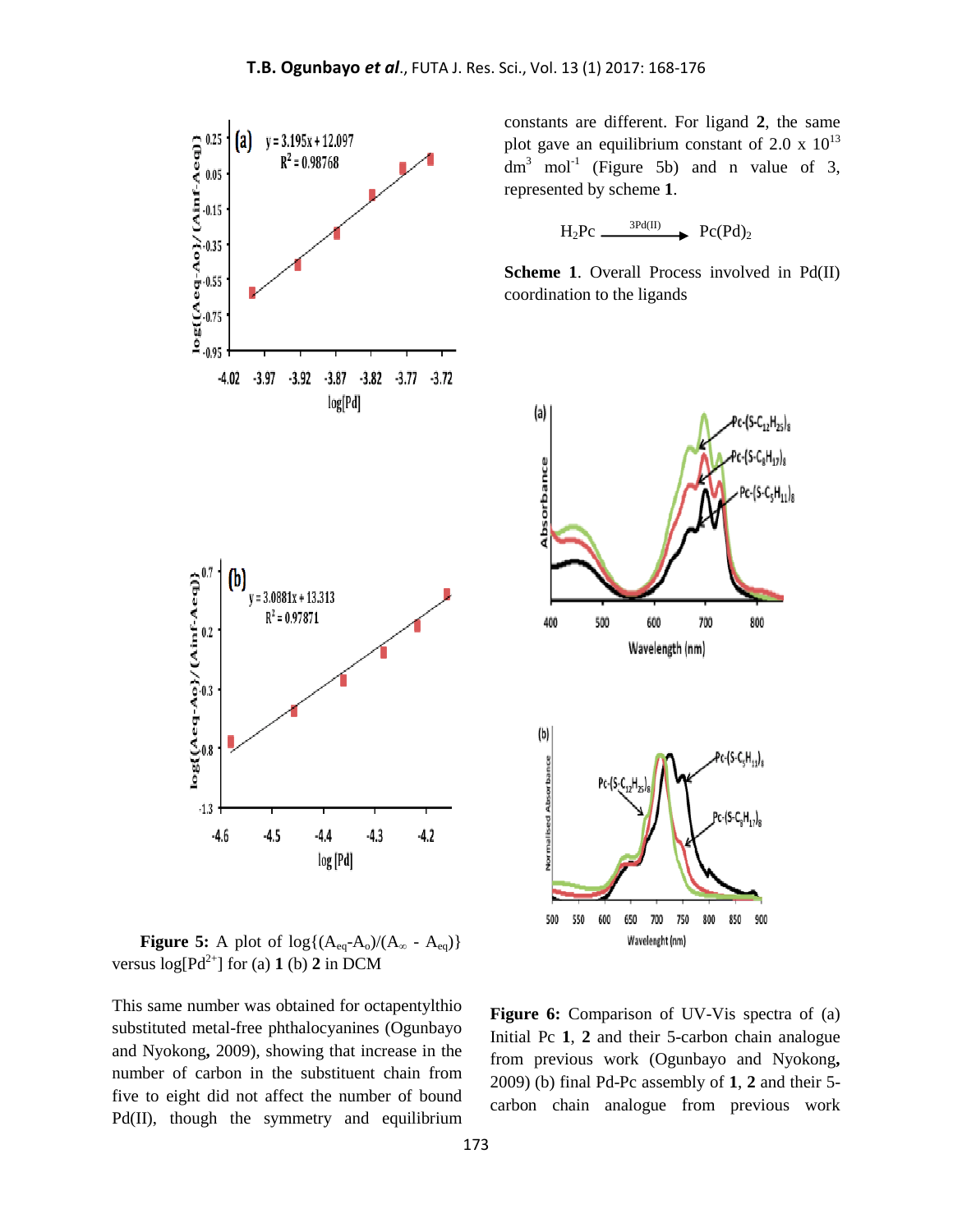Figure 5: A plot of $\log\{(A_{eq}-A_o)/(A_\infty - A_{eq})\}$ versus $\log[Pd^{2+}]$ for (a) **1** (b) **2** in DCM

This same number was obtained for octapentylthio substituted metal-free phthalocyanines (Ogunbayo and Nyokong, 2009), showing that increase in the number of carbon in the substituent chain from five to eight did not affect the number of bound Pd(II), though the symmetry and equilibrium constants are different. For ligand **2**, the same plot gave an equilibrium constant of 2.0 x $10^{13}$ $dm^3$ $mol^{-1}$ (Figure 5b) and n value of 3, represented by scheme **1**.

$$H_2Pc \xrightarrow{3Pd(II)} Pc(Pd)_2$$

**Scheme 1**. Overall Process involved in Pd(II) coordination to the ligands

**Figure 6:** Comparison of UV-Vis spectra of (a) Initial Pc **1**, **2** and their 5-carbon chain analogue from previous work (Ogunbayo and Nyokong, 2009) (b) final Pd-Pc assembly of **1**, **2** and their 5-carbon chain analogue from previous work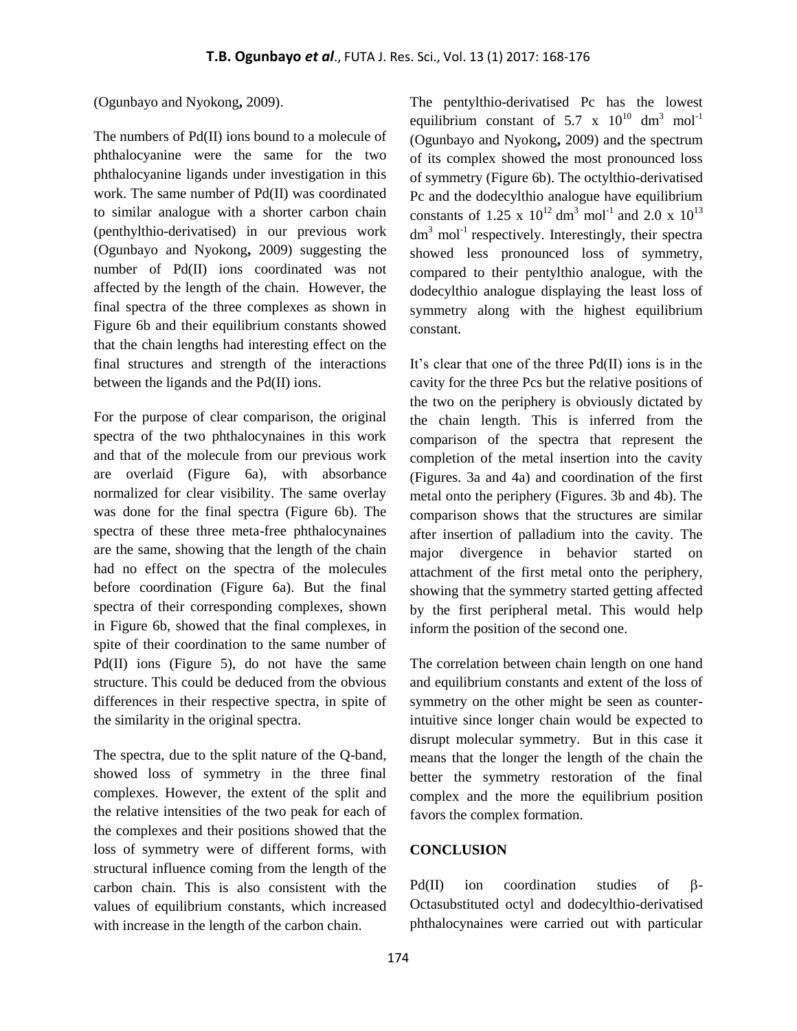(Ogunbayo and Nyokong**,** 2009).

The numbers of Pd(II) ions bound to a molecule of phthalocyanine were the same for the two phthalocyanine ligands under investigation in this work. The same number of Pd(II) was coordinated to similar analogue with a shorter carbon chain (penthylthio-derivatised) in our previous work (Ogunbayo and Nyokong**,** 2009) suggesting the number of Pd(II) ions coordinated was not affected by the length of the chain. However, the final spectra of the three complexes as shown in Figure 6b and their equilibrium constants showed that the chain lengths had interesting effect on the final structures and strength of the interactions between the ligands and the Pd(II) ions.

For the purpose of clear comparison, the original spectra of the two phthalocynaines in this work and that of the molecule from our previous work are overlaid (Figure 6a), with absorbance normalized for clear visibility. The same overlay was done for the final spectra (Figure 6b). The spectra of these three meta-free phthalocynaines are the same, showing that the length of the chain had no effect on the spectra of the molecules before coordination (Figure 6a). But the final spectra of their corresponding complexes, shown in Figure 6b, showed that the final complexes, in spite of their coordination to the same number of Pd(II) ions (Figure 5), do not have the same structure. This could be deduced from the obvious differences in their respective spectra, in spite of the similarity in the original spectra.

The spectra, due to the split nature of the Q-band, showed loss of symmetry in the three final complexes. However, the extent of the split and the relative intensities of the two peak for each of the complexes and their positions showed that the loss of symmetry were of different forms, with structural influence coming from the length of the carbon chain. This is also consistent with the values of equilibrium constants, which increased with increase in the length of the carbon chain.

The pentylthio-derivatised Pc has the lowest equilibrium constant of $5.7 \times 10^{10}$ $dm^3$ $mol^{-1}$ (Ogunbayo and Nyokong**,** 2009) and the spectrum of its complex showed the most pronounced loss of symmetry (Figure 6b). The octylthio-derivatised Pc and the dodecylthio analogue have equilibrium constants of $1.25 \times 10^{12}$ $dm^3$ $mol^{-1}$ and $2.0 \times 10^{13}$ $dm^3$ $mol^{-1}$ respectively. Interestingly, their spectra showed less pronounced loss of symmetry, compared to their pentylthio analogue, with the dodecylthio analogue displaying the least loss of symmetry along with the highest equilibrium constant.

It's clear that one of the three Pd(II) ions is in the cavity for the three Pcs but the relative positions of the two on the periphery is obviously dictated by the chain length. This is inferred from the comparison of the spectra that represent the completion of the metal insertion into the cavity (Figures. 3a and 4a) and coordination of the first metal onto the periphery (Figures. 3b and 4b). The comparison shows that the structures are similar after insertion of palladium into the cavity. The major divergence in behavior started on attachment of the first metal onto the periphery, showing that the symmetry started getting affected by the first peripheral metal. This would help inform the position of the second one.

The correlation between chain length on one hand and equilibrium constants and extent of the loss of symmetry on the other might be seen as counter-intuitive since longer chain would be expected to disrupt molecular symmetry. But in this case it means that the longer the length of the chain the better the symmetry restoration of the final complex and the more the equilibrium position favors the complex formation.

## CONCLUSION

Pd(II) ion coordination studies of β-Octasubstituted octyl and dodecylthio-derivatised phthalocynaines were carried out with particular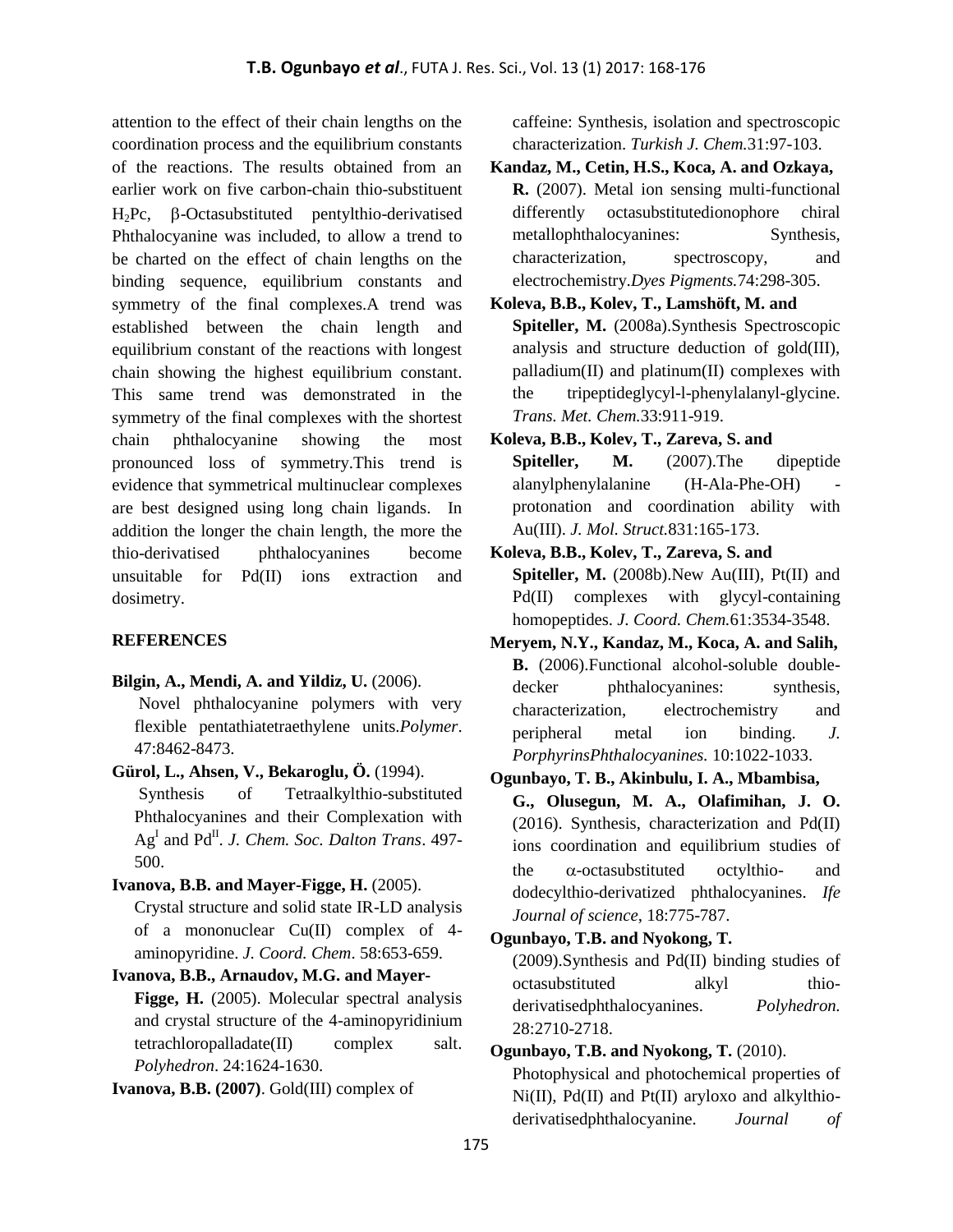attention to the effect of their chain lengths on the coordination process and the equilibrium constants of the reactions. The results obtained from an earlier work on five carbon-chain thio-substituent $H_2Pc$, β-Octasubstituted pentylthio-derivatised Phthalocyanine was included, to allow a trend to be charted on the effect of chain lengths on the binding sequence, equilibrium constants and symmetry of the final complexes.A trend was established between the chain length and equilibrium constant of the reactions with longest chain showing the highest equilibrium constant. This same trend was demonstrated in the symmetry of the final complexes with the shortest chain phthalocyanine showing the most pronounced loss of symmetry.This trend is evidence that symmetrical multinuclear complexes are best designed using long chain ligands. In addition the longer the chain length, the more the thio-derivatised phthalocyanines become unsuitable for Pd(II) ions extraction and dosimetry.

## REFERENCES

**Bilgin, A., Mendi, A. and Yildiz, U.** (2006). Novel phthalocyanine polymers with very flexible pentathiatetraethylene units.*Polymer*. 47:8462-8473.

**Gürol, L., Ahsen, V., Bekaroglu, Ö.** (1994). Synthesis of Tetraalkylthio-substituted Phthalocyanines and their Complexation with $Ag^{I}$ and $Pd^{II}$. *J. Chem. Soc. Dalton Trans*. 497-500.

**Ivanova, B.B. and Mayer-Figge, H.** (2005). Crystal structure and solid state IR-LD analysis of a mononuclear Cu(II) complex of 4-aminopyridine. *J. Coord. Chem*. 58:653-659.

**Ivanova, B.B., Arnaudov, M.G. and Mayer-Figge, H.** (2005). Molecular spectral analysis and crystal structure of the 4-aminopyridinium tetrachloropalladate(II) complex salt. *Polyhedron*. 24:1624-1630.

**Ivanova, B.B. (2007)**. Gold(III) complex of caffeine: Synthesis, isolation and spectroscopic characterization. *Turkish J. Chem.*31:97-103.

**Kandaz, M., Cetin, H.S., Koca, A. and Ozkaya, R.** (2007). Metal ion sensing multi-functional differently octasubstitutedionophore chiral metallophthalocyanines: Synthesis, characterization, spectroscopy, and electrochemistry.*Dyes Pigments.*74:298-305.

**Koleva, B.B., Kolev, T., Lamshöft, M. and Spiteller, M.** (2008a).Synthesis Spectroscopic analysis and structure deduction of gold(III), palladium(II) and platinum(II) complexes with the tripeptideglycyl-l-phenylalanyl-glycine. *Trans. Met. Chem.*33:911-919.

**Koleva, B.B., Kolev, T., Zareva, S. and Spiteller, M.** (2007).The dipeptide alanylphenylalanine (H-Ala-Phe-OH) - protonation and coordination ability with Au(III). *J. Mol. Struct.*831:165-173.

**Koleva, B.B., Kolev, T., Zareva, S. and Spiteller, M.** (2008b).New Au(III), Pt(II) and Pd(II) complexes with glycyl-containing homopeptides. *J. Coord. Chem.*61:3534-3548.

**Meryem, N.Y., Kandaz, M., Koca, A. and Salih, B.** (2006).Functional alcohol-soluble double-decker phthalocyanines: synthesis, characterization, electrochemistry and peripheral metal ion binding. *J. PorphyrinsPhthalocyanines.* 10:1022-1033.

**Ogunbayo, T. B., Akinbulu, I. A., Mbambisa, G., Olusegun, M. A., Olafimihan, J. O.** (2016). Synthesis, characterization and Pd(II) ions coordination and equilibrium studies of the α-octasubstituted octylthio- and dodecylthio-derivatized phthalocyanines. *Ife Journal of science*, 18:775-787.

**Ogunbayo, T.B. and Nyokong, T.** (2009).Synthesis and Pd(II) binding studies of octasubstituted alkyl thio-derivatisedphthalocyanines. *Polyhedron.* 28:2710-2718.

**Ogunbayo, T.B. and Nyokong, T.** (2010). Photophysical and photochemical properties of Ni(II), Pd(II) and Pt(II) aryloxo and alkylthio-derivatisedphthalocyanine. *Journal of*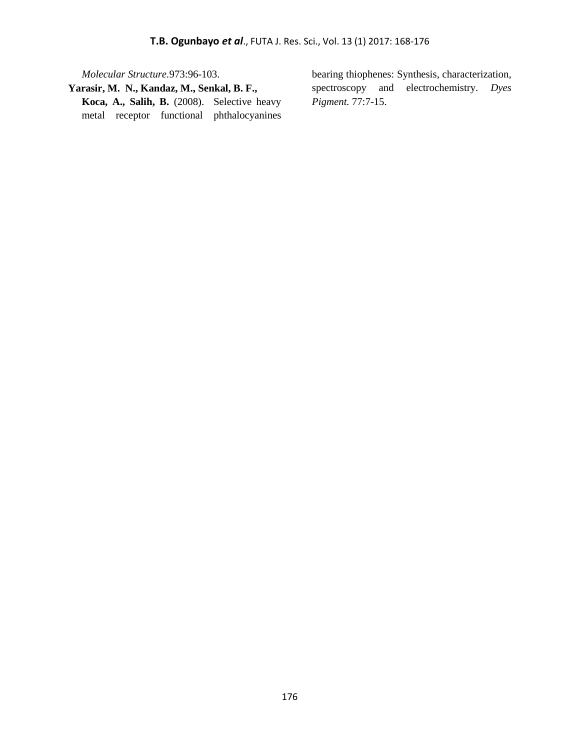*Molecular Structure*.973:96-103.

**Yarasir, M. N., Kandaz, M., Senkal, B. F., Koca, A., Salih, B.** (2008). Selective heavy metal receptor functional phthalocyanines bearing thiophenes: Synthesis, characterization, spectroscopy and electrochemistry. *Dyes Pigment.* 77:7-15.